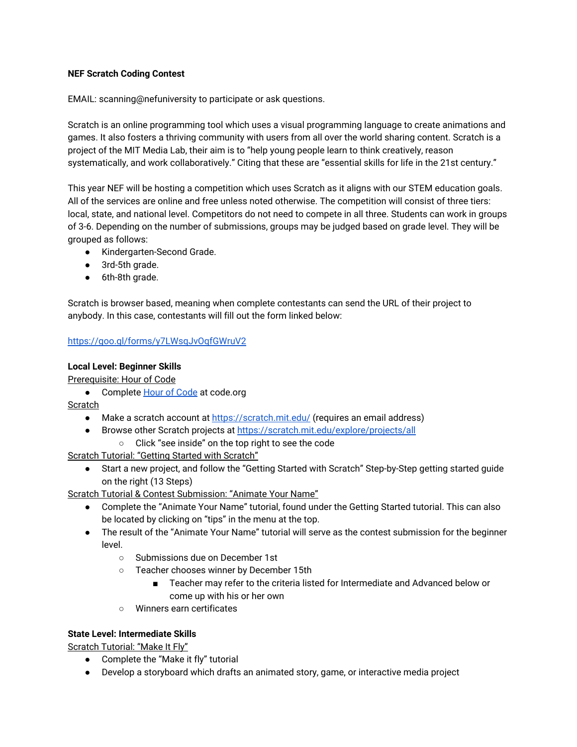**NEF Scratch Coding Contest**

EMAIL: scanning@nefuniversity to participate or ask questions.

Scratch is an online programming tool which uses a visual programming language to create animations and games. It also fosters a thriving community with users from all over the world sharing content. Scratch is a project of the MIT Media Lab, their aim is to "help young people learn to think creatively, reason systematically, and work collaboratively." Citing that these are "essential skills for life in the 21st century."

This year NEF will be hosting a competition which uses Scratch as it aligns with our STEM education goals. All of the services are online and free unless noted otherwise. The competition will consist of three tiers: local, state, and national level. Competitors do not need to compete in all three. Students can work in groups of 3-6. Depending on the number of submissions, groups may be judged based on grade level. They will be grouped as follows:

- Kindergarten-Second Grade.
- 3rd-5th grade.
- 6th-8th grade.

Scratch is browser based, meaning when complete contestants can send the URL of their project to anybody. In this case, contestants will fill out the form linked below:

https://goo.gl/forms/y7LWsqJvOqfGWruV2

**Local Level: Beginner Skills**

Prerequisite: Hour of Code

- Complete Hour of Code at code.org

Scratch

- Make a scratch account at https://scratch.mit.edu/ (requires an email address)
- Browse other Scratch projects at https://scratch.mit.edu/explore/projects/all
  - Click "see inside" on the top right to see the code

Scratch Tutorial: "Getting Started with Scratch"

- Start a new project, and follow the "Getting Started with Scratch" Step-by-Step getting started guide on the right (13 Steps)

Scratch Tutorial & Contest Submission: "Animate Your Name"

- Complete the "Animate Your Name" tutorial, found under the Getting Started tutorial. This can also be located by clicking on "tips" in the menu at the top.
- The result of the "Animate Your Name" tutorial will serve as the contest submission for the beginner level.
  - Submissions due on December 1st
  - Teacher chooses winner by December 15th
    - Teacher may refer to the criteria listed for Intermediate and Advanced below or come up with his or her own
  - Winners earn certificates

**State Level: Intermediate Skills**

Scratch Tutorial: "Make It Fly"

- Complete the "Make it fly" tutorial
- Develop a storyboard which drafts an animated story, game, or interactive media project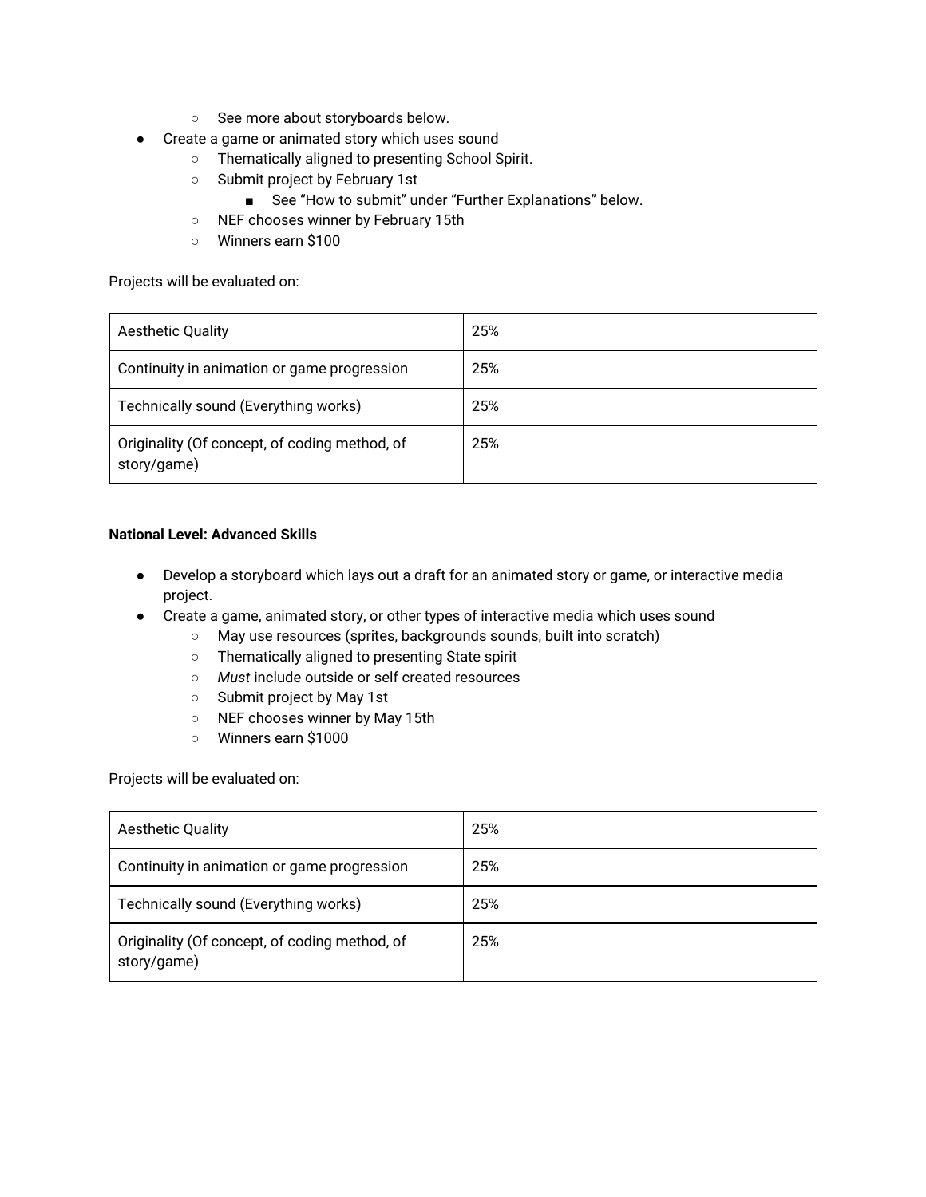- See more about storyboards below.
- Create a game or animated story which uses sound
    - Thematically aligned to presenting School Spirit.
    - Submit project by February 1st
        - See "How to submit" under "Further Explanations" below.
    - NEF chooses winner by February 15th
    - Winners earn $100

Projects will be evaluated on:

| Aesthetic Quality | 25% |
|---|---|
| Continuity in animation or game progression | 25% |
| Technically sound (Everything works) | 25% |
| Originality (Of concept, of coding method, of story/game) | 25% |

**National Level: Advanced Skills**

- Develop a storyboard which lays out a draft for an animated story or game, or interactive media project.
- Create a game, animated story, or other types of interactive media which uses sound
    - May use resources (sprites, backgrounds sounds, built into scratch)
    - Thematically aligned to presenting State spirit
    - *Must* include outside or self created resources
    - Submit project by May 1st
    - NEF chooses winner by May 15th
    - Winners earn $1000

Projects will be evaluated on:

| Aesthetic Quality | 25% |
|---|---|
| Continuity in animation or game progression | 25% |
| Technically sound (Everything works) | 25% |
| Originality (Of concept, of coding method, of story/game) | 25% |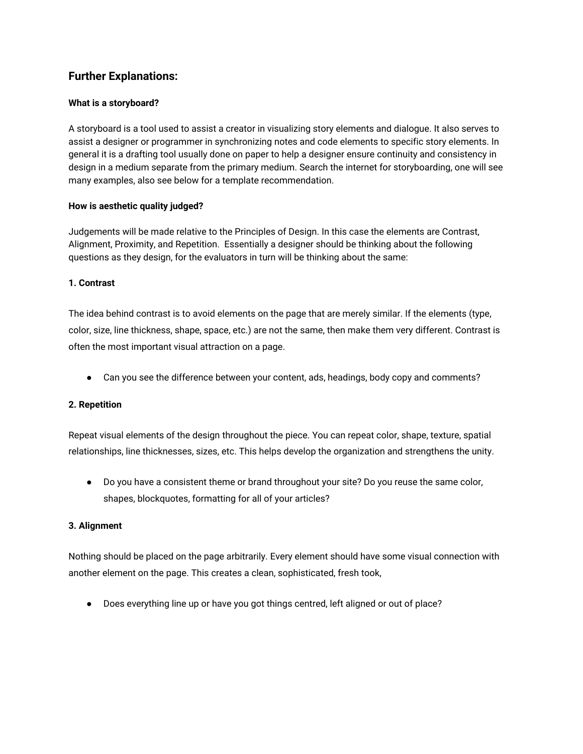## Further Explanations:

**What is a storyboard?**

A storyboard is a tool used to assist a creator in visualizing story elements and dialogue. It also serves to assist a designer or programmer in synchronizing notes and code elements to specific story elements. In general it is a drafting tool usually done on paper to help a designer ensure continuity and consistency in design in a medium separate from the primary medium. Search the internet for storyboarding, one will see many examples, also see below for a template recommendation.

**How is aesthetic quality judged?**

Judgements will be made relative to the Principles of Design. In this case the elements are Contrast, Alignment, Proximity, and Repetition. Essentially a designer should be thinking about the following questions as they design, for the evaluators in turn will be thinking about the same:

**1. Contrast**

The idea behind contrast is to avoid elements on the page that are merely similar. If the elements (type, color, size, line thickness, shape, space, etc.) are not the same, then make them very different. Contrast is often the most important visual attraction on a page.

- Can you see the difference between your content, ads, headings, body copy and comments?

**2. Repetition**

Repeat visual elements of the design throughout the piece. You can repeat color, shape, texture, spatial relationships, line thicknesses, sizes, etc. This helps develop the organization and strengthens the unity.

- Do you have a consistent theme or brand throughout your site? Do you reuse the same color, shapes, blockquotes, formatting for all of your articles?

**3. Alignment**

Nothing should be placed on the page arbitrarily. Every element should have some visual connection with another element on the page. This creates a clean, sophisticated, fresh took,

- Does everything line up or have you got things centred, left aligned or out of place?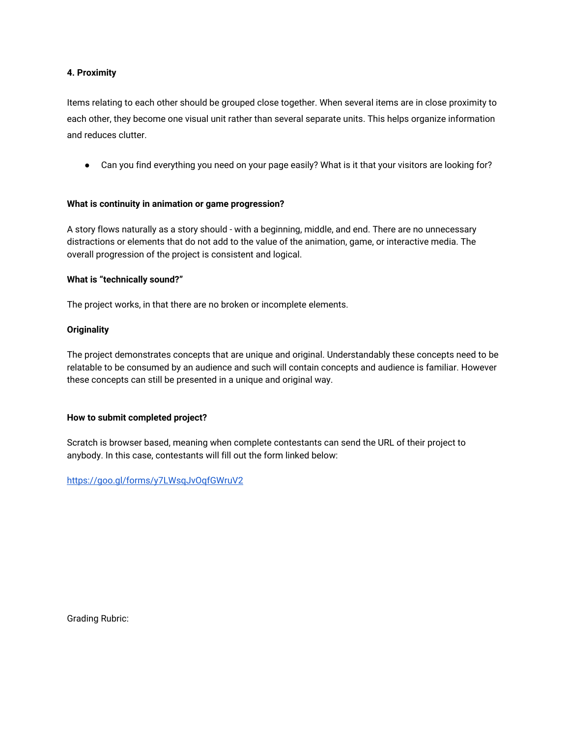**4. Proximity**

Items relating to each other should be grouped close together. When several items are in close proximity to each other, they become one visual unit rather than several separate units. This helps organize information and reduces clutter.

- Can you find everything you need on your page easily? What is it that your visitors are looking for?

**What is continuity in animation or game progression?**

A story flows naturally as a story should - with a beginning, middle, and end. There are no unnecessary distractions or elements that do not add to the value of the animation, game, or interactive media. The overall progression of the project is consistent and logical.

**What is "technically sound?"**

The project works, in that there are no broken or incomplete elements.

**Originality**

The project demonstrates concepts that are unique and original. Understandably these concepts need to be relatable to be consumed by an audience and such will contain concepts and audience is familiar. However these concepts can still be presented in a unique and original way.

**How to submit completed project?**

Scratch is browser based, meaning when complete contestants can send the URL of their project to anybody. In this case, contestants will fill out the form linked below:

[https://goo.gl/forms/y7LWsqJvOqfGWruV2](https://goo.gl/forms/y7LWsqJvOqfGWruV2)

Grading Rubric: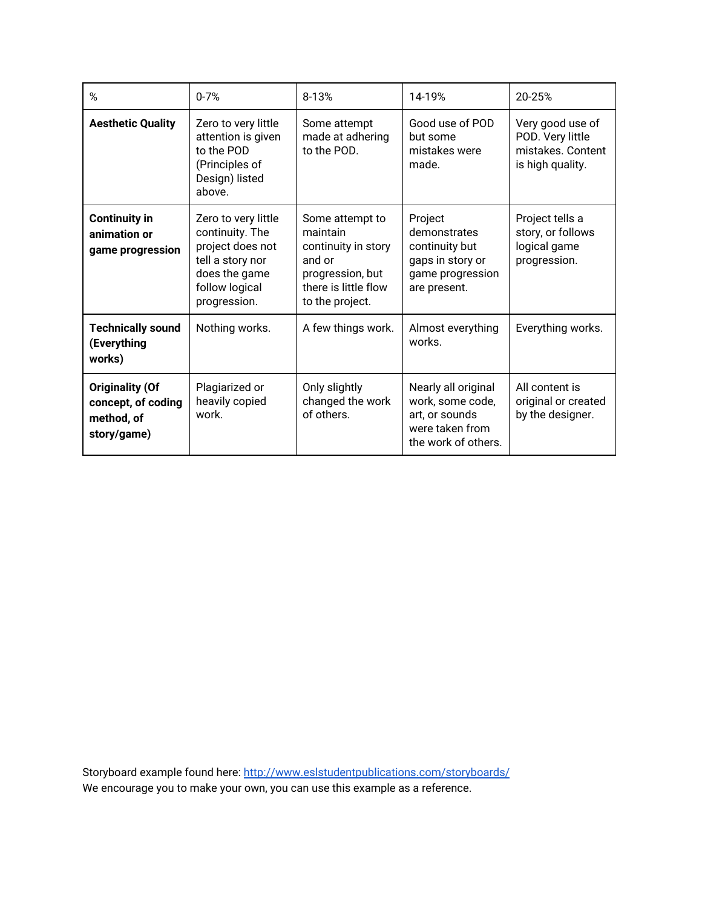| % | 0-7% | 8-13% | 14-19% | 20-25% |
| --- | --- | --- | --- | --- |
| **Aesthetic Quality** | Zero to very little attention is given to the POD (Principles of Design) listed above. | Some attempt made at adhering to the POD. | Good use of POD but some mistakes were made. | Very good use of POD. Very little mistakes. Content is high quality. |
| **Continuity in animation or game progression** | Zero to very little continuity. The project does not tell a story nor does the game follow logical progression. | Some attempt to maintain continuity in story and or progression, but there is little flow to the project. | Project demonstrates continuity but gaps in story or game progression are present. | Project tells a story, or follows logical game progression. |
| **Technically sound (Everything works)** | Nothing works. | A few things work. | Almost everything works. | Everything works. |
| **Originality (Of concept, of coding method, of story/game)** | Plagiarized or heavily copied work. | Only slightly changed the work of others. | Nearly all original work, some code, art, or sounds were taken from the work of others. | All content is original or created by the designer. |

Storyboard example found here: [http://www.eslstudentpublications.com/storyboards/](http://www.eslstudentpublications.com/storyboards/)
We encourage you to make your own, you can use this example as a reference.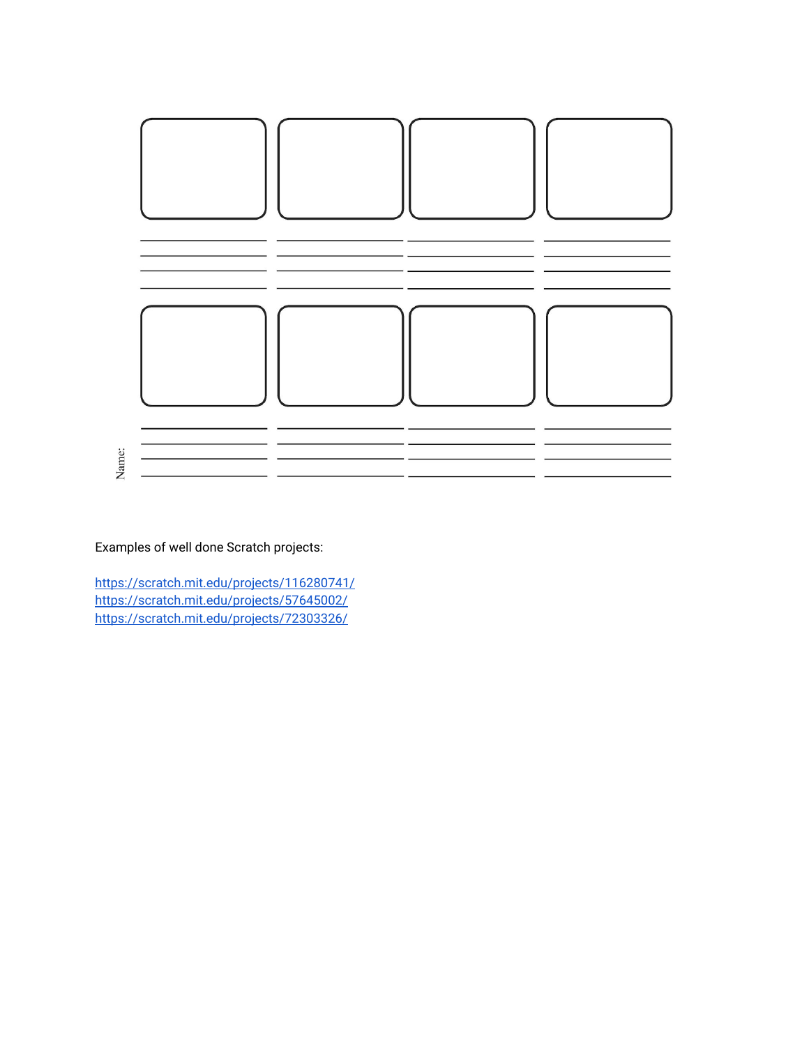Name:

Examples of well done Scratch projects:

https://scratch.mit.edu/projects/116280741/
https://scratch.mit.edu/projects/57645002/
https://scratch.mit.edu/projects/72303326/